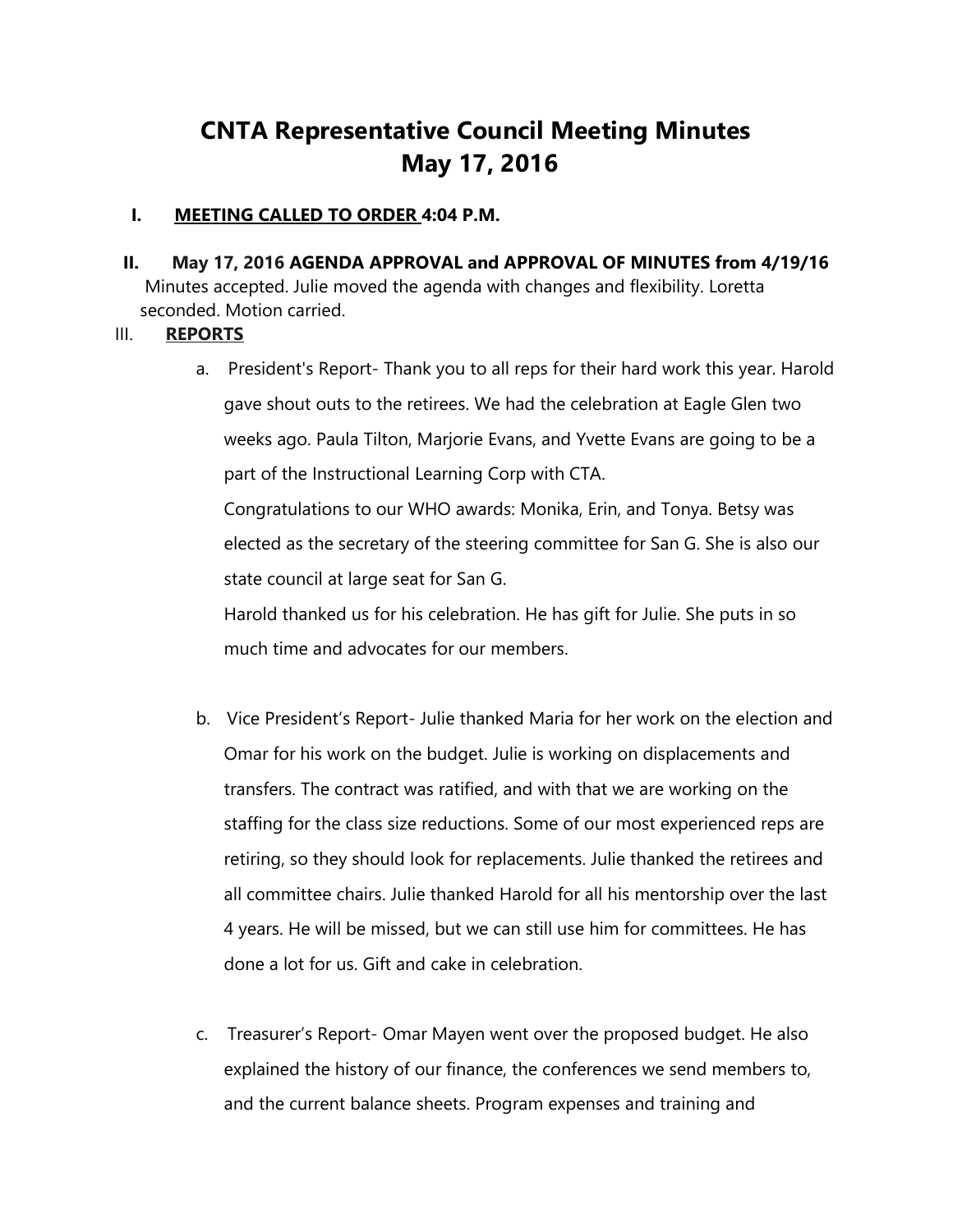# CNTA Representative Council Meeting Minutes
# May 17, 2016

**I. <u>MEETING CALLED TO ORDER</u> 4:04 P.M.**

**II. May 17, 2016 AGENDA APPROVAL and APPROVAL OF MINUTES from 4/19/16**

Minutes accepted. Julie moved the agenda with changes and flexibility. Loretta seconded. Motion carried.

**III. <u>REPORTS</u>**

a. President's Report- Thank you to all reps for their hard work this year. Harold gave shout outs to the retirees. We had the celebration at Eagle Glen two weeks ago. Paula Tilton, Marjorie Evans, and Yvette Evans are going to be a part of the Instructional Learning Corp with CTA.

Congratulations to our WHO awards: Monika, Erin, and Tonya. Betsy was elected as the secretary of the steering committee for San G. She is also our state council at large seat for San G.

Harold thanked us for his celebration. He has gift for Julie. She puts in so much time and advocates for our members.

b. Vice President's Report- Julie thanked Maria for her work on the election and Omar for his work on the budget. Julie is working on displacements and transfers. The contract was ratified, and with that we are working on the staffing for the class size reductions. Some of our most experienced reps are retiring, so they should look for replacements. Julie thanked the retirees and all committee chairs. Julie thanked Harold for all his mentorship over the last 4 years. He will be missed, but we can still use him for committees. He has done a lot for us. Gift and cake in celebration.

c. Treasurer's Report- Omar Mayen went over the proposed budget. He also explained the history of our finance, the conferences we send members to, and the current balance sheets. Program expenses and training and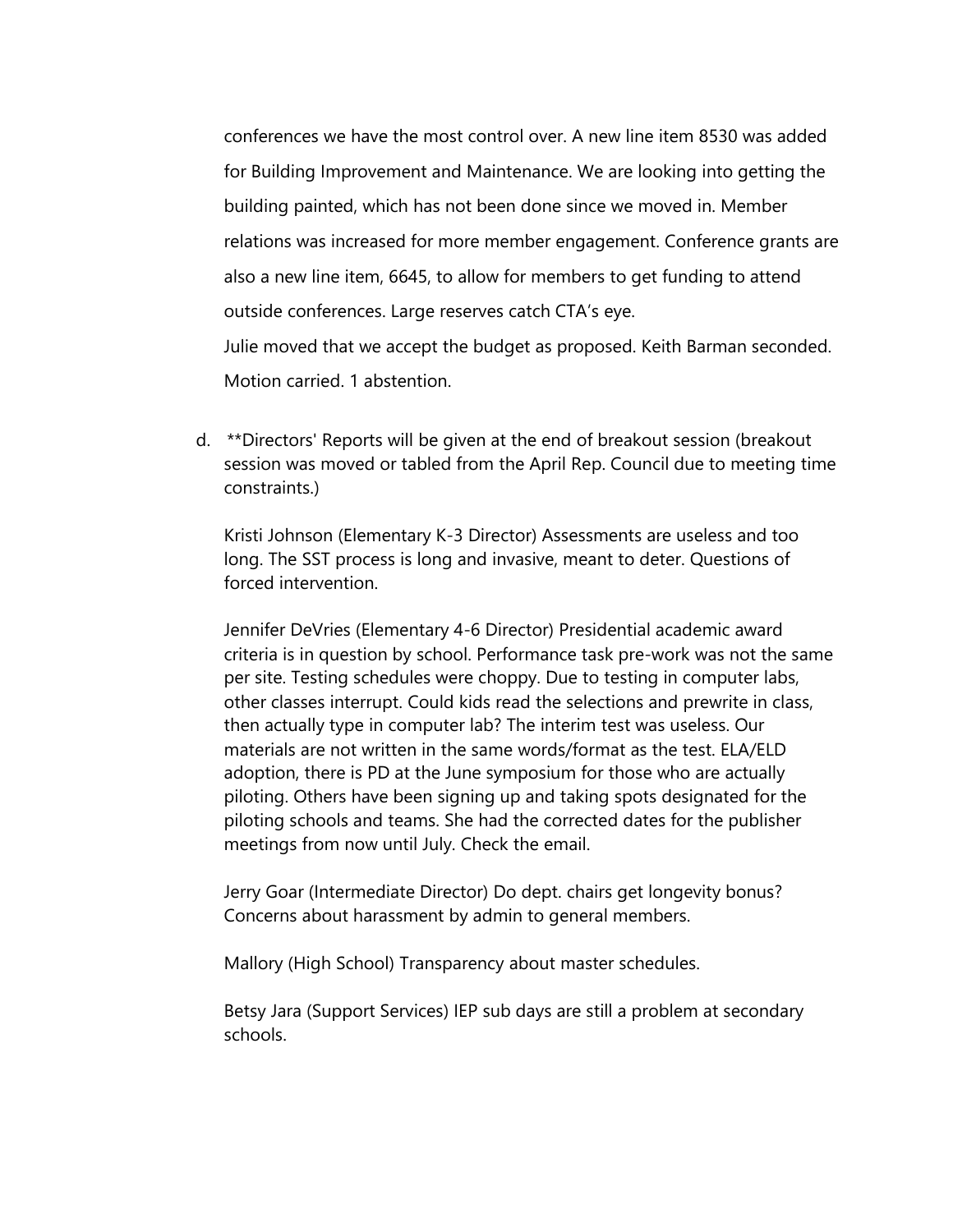conferences we have the most control over. A new line item 8530 was added for Building Improvement and Maintenance. We are looking into getting the building painted, which has not been done since we moved in. Member relations was increased for more member engagement. Conference grants are also a new line item, 6645, to allow for members to get funding to attend outside conferences. Large reserves catch CTA's eye.

Julie moved that we accept the budget as proposed. Keith Barman seconded. Motion carried. 1 abstention.

d. **Directors' Reports will be given at the end of breakout session (breakout session was moved or tabled from the April Rep. Council due to meeting time constraints.)

Kristi Johnson (Elementary K-3 Director) Assessments are useless and too long. The SST process is long and invasive, meant to deter. Questions of forced intervention.

Jennifer DeVries (Elementary 4-6 Director) Presidential academic award criteria is in question by school. Performance task pre-work was not the same per site. Testing schedules were choppy. Due to testing in computer labs, other classes interrupt. Could kids read the selections and prewrite in class, then actually type in computer lab? The interim test was useless. Our materials are not written in the same words/format as the test. ELA/ELD adoption, there is PD at the June symposium for those who are actually piloting. Others have been signing up and taking spots designated for the piloting schools and teams. She had the corrected dates for the publisher meetings from now until July. Check the email.

Jerry Goar (Intermediate Director) Do dept. chairs get longevity bonus? Concerns about harassment by admin to general members.

Mallory (High School) Transparency about master schedules.

Betsy Jara (Support Services) IEP sub days are still a problem at secondary schools.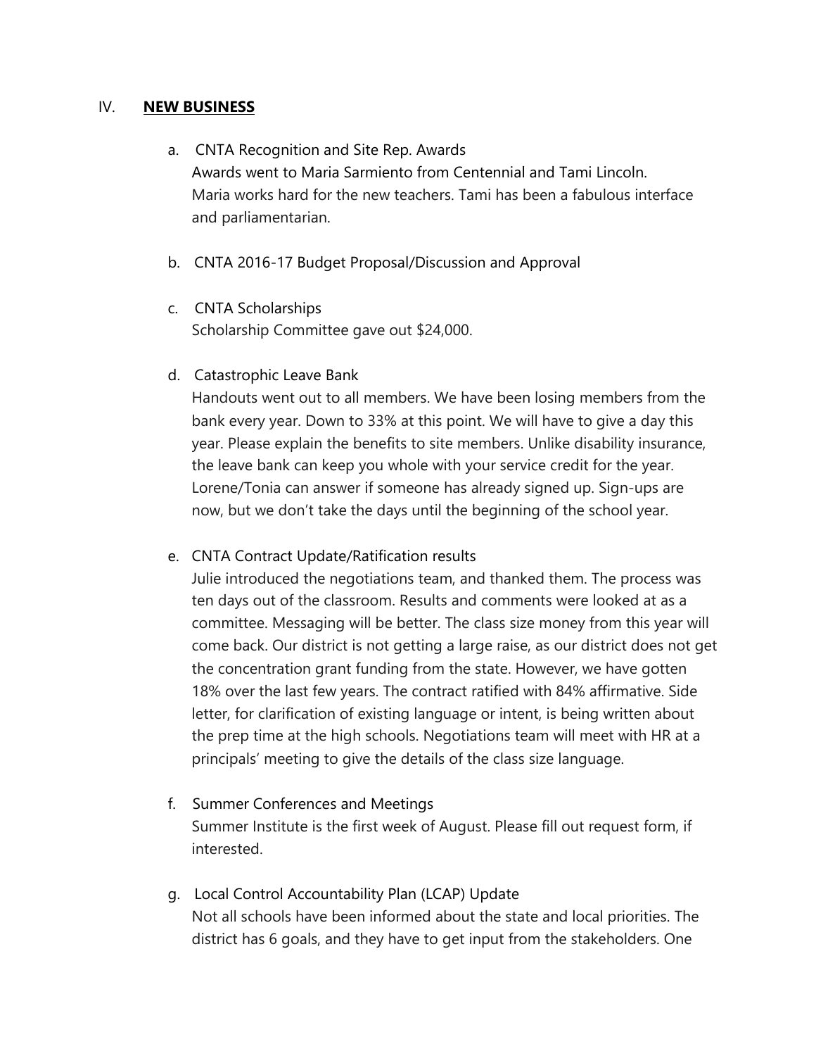## IV. **NEW BUSINESS**

a. CNTA Recognition and Site Rep. Awards
Awards went to Maria Sarmiento from Centennial and Tami Lincoln. Maria works hard for the new teachers. Tami has been a fabulous interface and parliamentarian.

b. CNTA 2016-17 Budget Proposal/Discussion and Approval

c. CNTA Scholarships
Scholarship Committee gave out $24,000.

d. Catastrophic Leave Bank
Handouts went out to all members. We have been losing members from the bank every year. Down to 33% at this point. We will have to give a day this year. Please explain the benefits to site members. Unlike disability insurance, the leave bank can keep you whole with your service credit for the year. Lorene/Tonia can answer if someone has already signed up. Sign-ups are now, but we don't take the days until the beginning of the school year.

e. CNTA Contract Update/Ratification results
Julie introduced the negotiations team, and thanked them. The process was ten days out of the classroom. Results and comments were looked at as a committee. Messaging will be better. The class size money from this year will come back. Our district is not getting a large raise, as our district does not get the concentration grant funding from the state. However, we have gotten 18% over the last few years. The contract ratified with 84% affirmative. Side letter, for clarification of existing language or intent, is being written about the prep time at the high schools. Negotiations team will meet with HR at a principals' meeting to give the details of the class size language.

f. Summer Conferences and Meetings
Summer Institute is the first week of August. Please fill out request form, if interested.

g. Local Control Accountability Plan (LCAP) Update
Not all schools have been informed about the state and local priorities. The district has 6 goals, and they have to get input from the stakeholders. One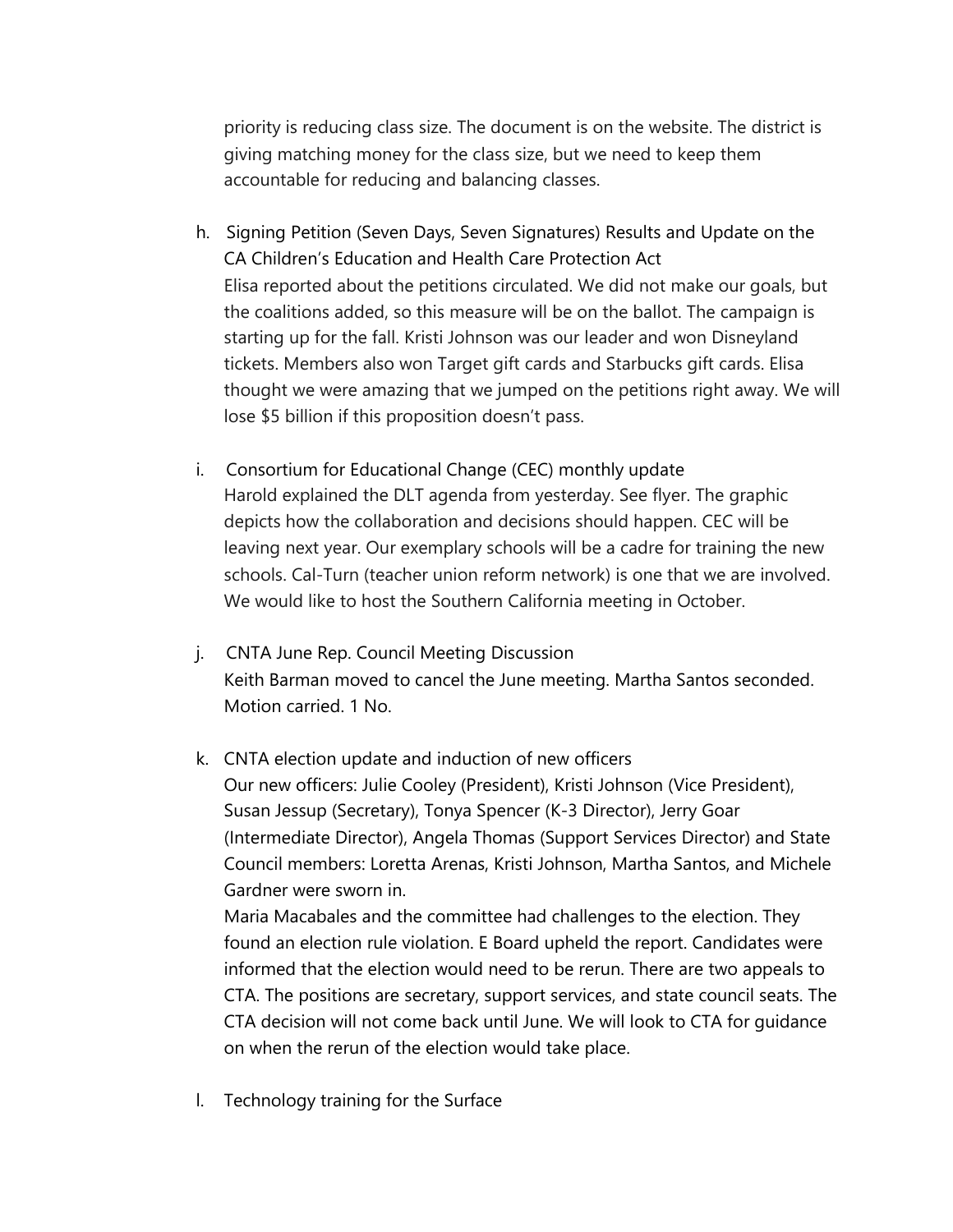priority is reducing class size. The document is on the website. The district is giving matching money for the class size, but we need to keep them accountable for reducing and balancing classes.

h. Signing Petition (Seven Days, Seven Signatures) Results and Update on the CA Children's Education and Health Care Protection Act
   Elisa reported about the petitions circulated. We did not make our goals, but the coalitions added, so this measure will be on the ballot. The campaign is starting up for the fall. Kristi Johnson was our leader and won Disneyland tickets. Members also won Target gift cards and Starbucks gift cards. Elisa thought we were amazing that we jumped on the petitions right away. We will lose $5 billion if this proposition doesn't pass.

i. Consortium for Educational Change (CEC) monthly update
   Harold explained the DLT agenda from yesterday. See flyer. The graphic depicts how the collaboration and decisions should happen. CEC will be leaving next year. Our exemplary schools will be a cadre for training the new schools. Cal-Turn (teacher union reform network) is one that we are involved. We would like to host the Southern California meeting in October.

j. CNTA June Rep. Council Meeting Discussion
   Keith Barman moved to cancel the June meeting. Martha Santos seconded. Motion carried. 1 No.

k. CNTA election update and induction of new officers
   Our new officers: Julie Cooley (President), Kristi Johnson (Vice President), Susan Jessup (Secretary), Tonya Spencer (K-3 Director), Jerry Goar (Intermediate Director), Angela Thomas (Support Services Director) and State Council members: Loretta Arenas, Kristi Johnson, Martha Santos, and Michele Gardner were sworn in.
   Maria Macabales and the committee had challenges to the election. They found an election rule violation. E Board upheld the report. Candidates were informed that the election would need to be rerun. There are two appeals to CTA. The positions are secretary, support services, and state council seats. The CTA decision will not come back until June. We will look to CTA for guidance on when the rerun of the election would take place.

l. Technology training for the Surface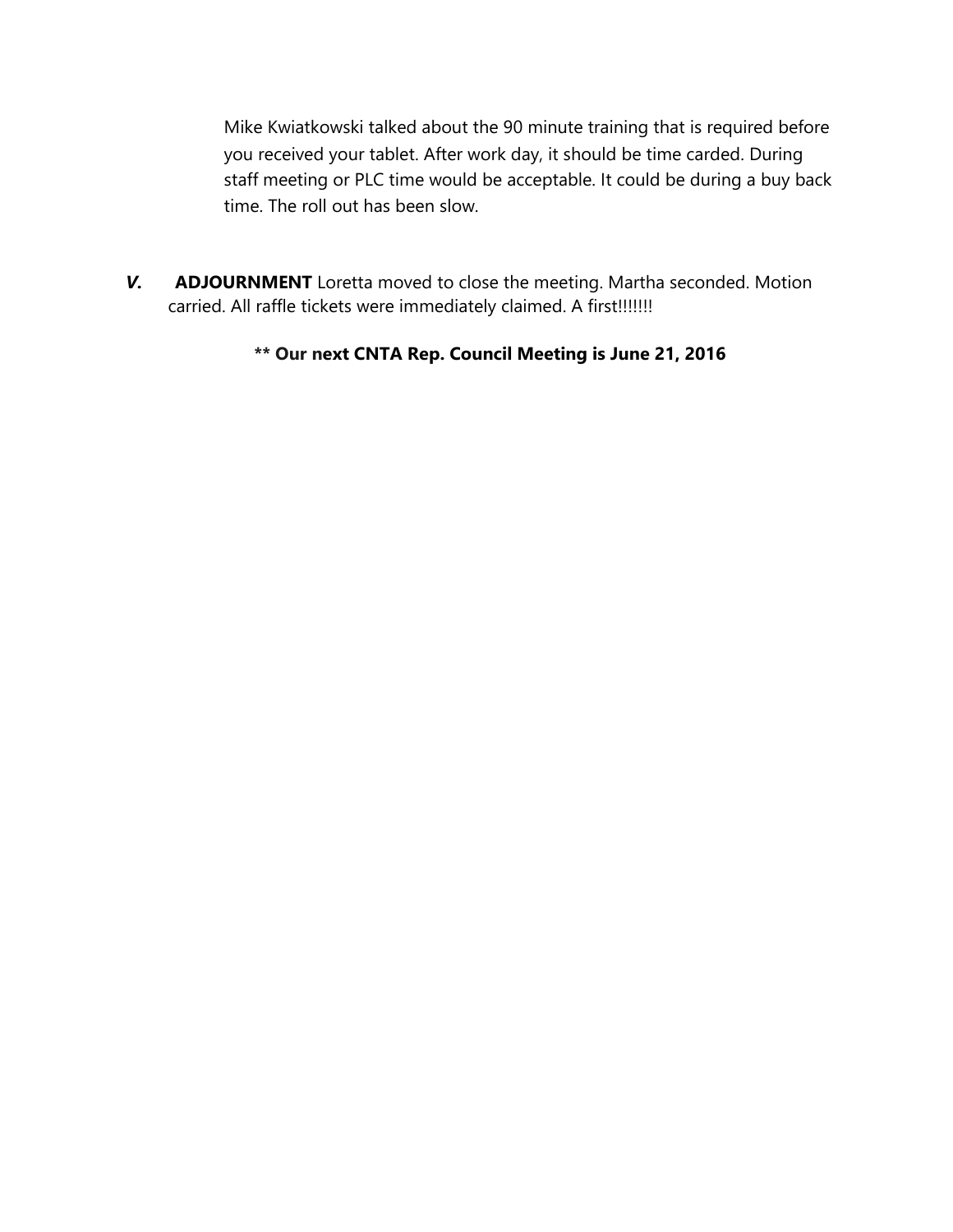Mike Kwiatkowski talked about the 90 minute training that is required before you received your tablet. After work day, it should be time carded. During staff meeting or PLC time would be acceptable. It could be during a buy back time. The roll out has been slow.

***V.*** **ADJOURNMENT** Loretta moved to close the meeting. Martha seconded. Motion carried. All raffle tickets were immediately claimed. A first!!!!!!!

**\*\* Our next CNTA Rep. Council Meeting is June 21, 2016**